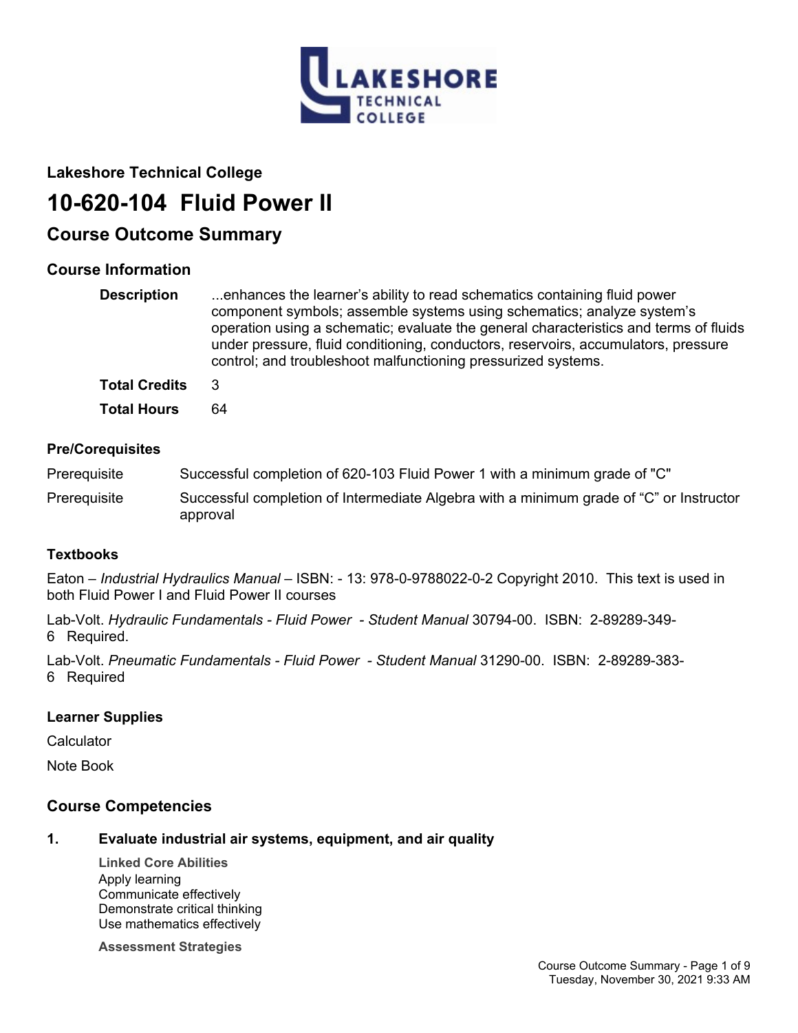## Lakeshore Technical College

# 10-620-104 Fluid Power II

## Course Outcome Summary

### Course Information

**Description** ...enhances the learner's ability to read schematics containing fluid power component symbols; assemble systems using schematics; analyze system's operation using a schematic; evaluate the general characteristics and terms of fluids under pressure, fluid conditioning, conductors, reservoirs, accumulators, pressure control; and troubleshoot malfunctioning pressurized systems.

**Total Credits** 3

**Total Hours** 64

### Pre/Corequisites

Prerequisite Successful completion of 620-103 Fluid Power 1 with a minimum grade of "C"

Prerequisite Successful completion of Intermediate Algebra with a minimum grade of "C" or Instructor approval

### Textbooks

Eaton – *Industrial Hydraulics Manual* – ISBN: - 13: 978-0-9788022-0-2 Copyright 2010. This text is used in both Fluid Power I and Fluid Power II courses

Lab-Volt. *Hydraulic Fundamentals - Fluid Power - Student Manual* 30794-00. ISBN: 2-89289-349-6 Required.

Lab-Volt. *Pneumatic Fundamentals - Fluid Power - Student Manual* 31290-00. ISBN: 2-89289-383-6 Required

### Learner Supplies

Calculator

Note Book

## Course Competencies

**1. Evaluate industrial air systems, equipment, and air quality**

**Linked Core Abilities**

Apply learning

Communicate effectively

Demonstrate critical thinking

Use mathematics effectively

**Assessment Strategies**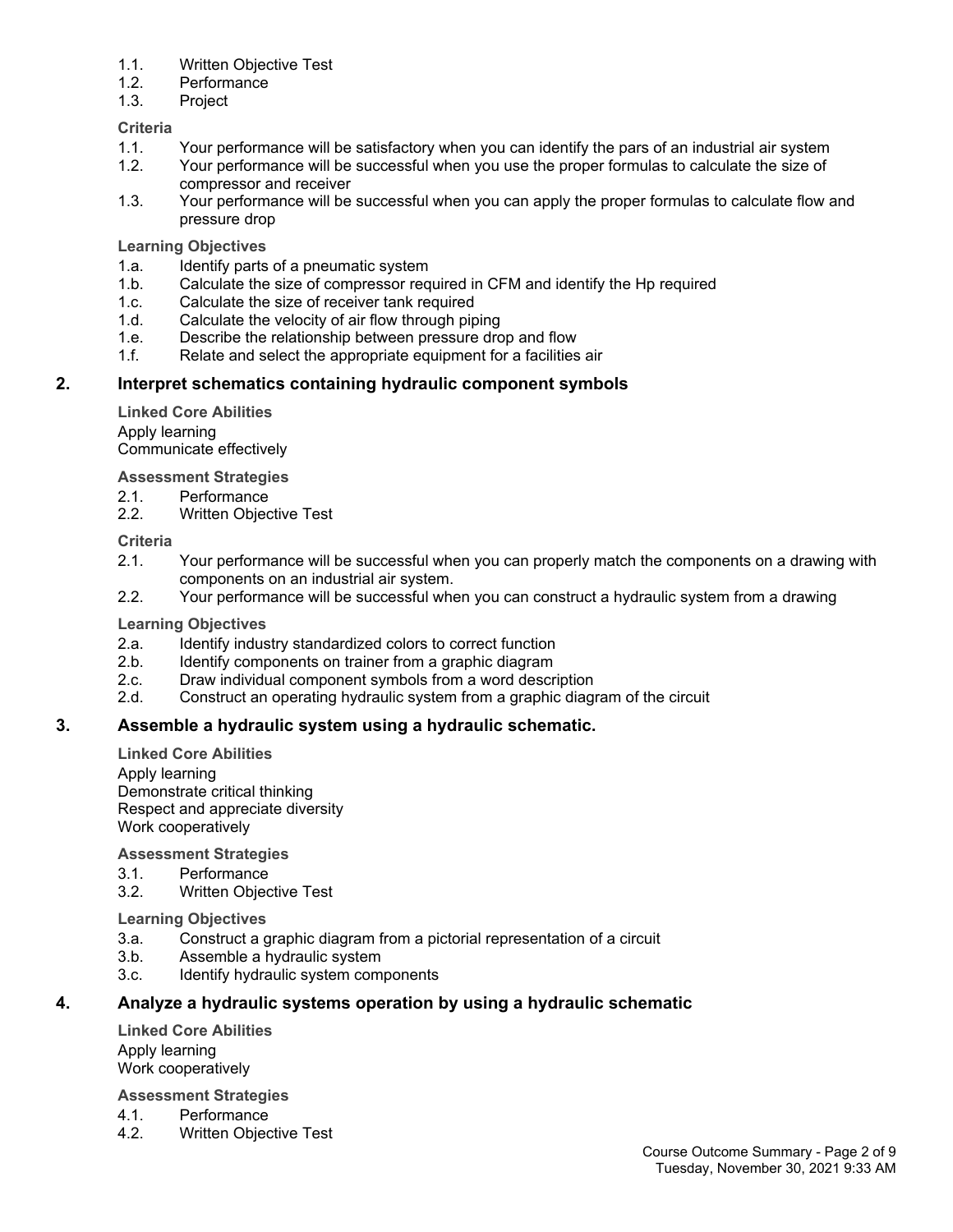1.1. Written Objective Test
1.2. Performance
1.3. Project

**Criteria**

1.1. Your performance will be satisfactory when you can identify the pars of an industrial air system
1.2. Your performance will be successful when you use the proper formulas to calculate the size of compressor and receiver
1.3. Your performance will be successful when you can apply the proper formulas to calculate flow and pressure drop

**Learning Objectives**

1.a. Identify parts of a pneumatic system
1.b. Calculate the size of compressor required in CFM and identify the Hp required
1.c. Calculate the size of receiver tank required
1.d. Calculate the velocity of air flow through piping
1.e. Describe the relationship between pressure drop and flow
1.f. Relate and select the appropriate equipment for a facilities air

## 2. Interpret schematics containing hydraulic component symbols

**Linked Core Abilities**

Apply learning
Communicate effectively

**Assessment Strategies**

2.1. Performance
2.2. Written Objective Test

**Criteria**

2.1. Your performance will be successful when you can properly match the components on a drawing with components on an industrial air system.
2.2. Your performance will be successful when you can construct a hydraulic system from a drawing

**Learning Objectives**

2.a. Identify industry standardized colors to correct function
2.b. Identify components on trainer from a graphic diagram
2.c. Draw individual component symbols from a word description
2.d. Construct an operating hydraulic system from a graphic diagram of the circuit

## 3. Assemble a hydraulic system using a hydraulic schematic.

**Linked Core Abilities**

Apply learning
Demonstrate critical thinking
Respect and appreciate diversity
Work cooperatively

**Assessment Strategies**

3.1. Performance
3.2. Written Objective Test

**Learning Objectives**

3.a. Construct a graphic diagram from a pictorial representation of a circuit
3.b. Assemble a hydraulic system
3.c. Identify hydraulic system components

## 4. Analyze a hydraulic systems operation by using a hydraulic schematic

**Linked Core Abilities**

Apply learning
Work cooperatively

**Assessment Strategies**

4.1. Performance
4.2. Written Objective Test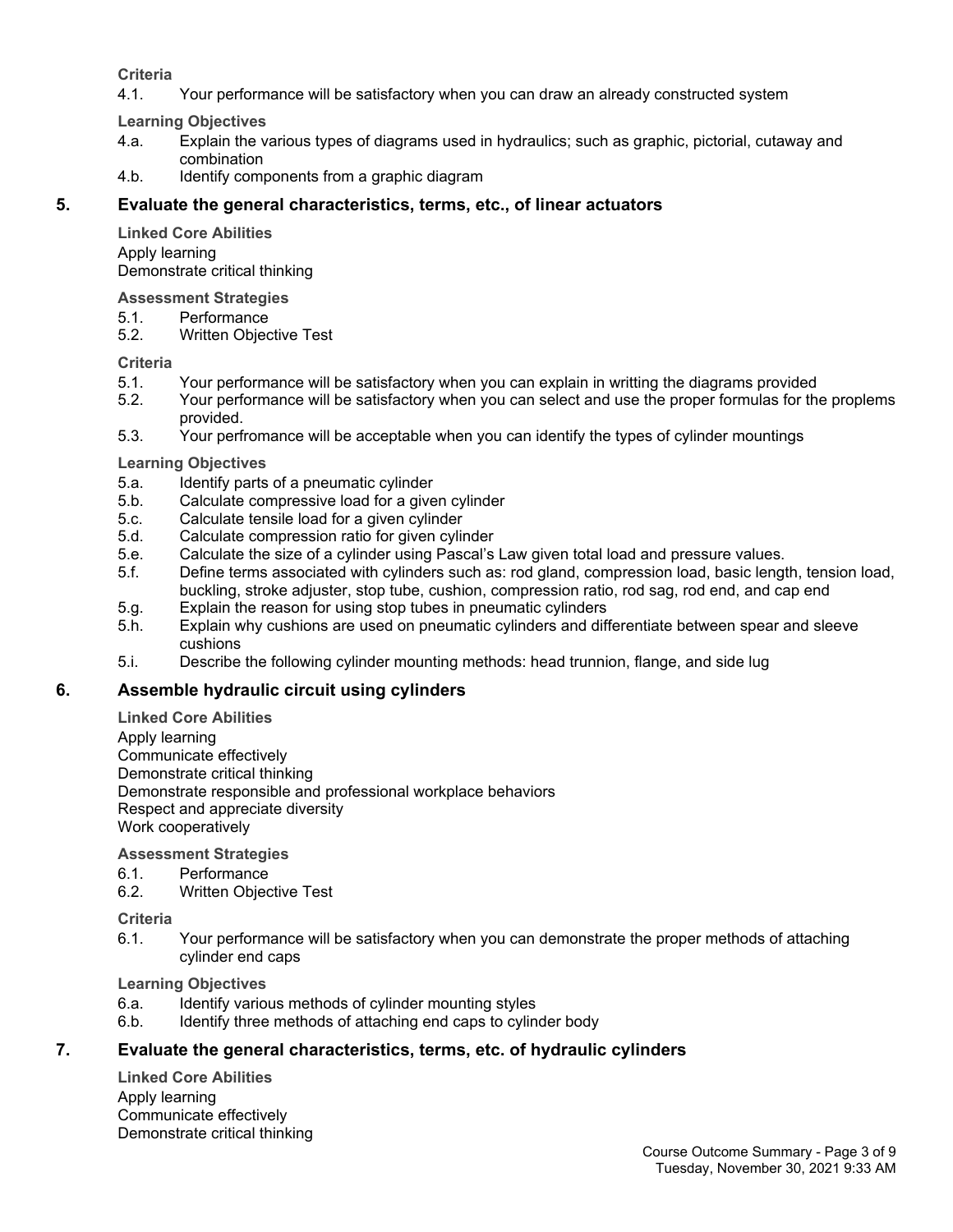**Criteria**

4.1. Your performance will be satisfactory when you can draw an already constructed system

**Learning Objectives**

4.a. Explain the various types of diagrams used in hydraulics; such as graphic, pictorial, cutaway and combination
4.b. Identify components from a graphic diagram

## 5. Evaluate the general characteristics, terms, etc., of linear actuators

**Linked Core Abilities**

Apply learning
Demonstrate critical thinking

**Assessment Strategies**

5.1. Performance
5.2. Written Objective Test

**Criteria**

5.1. Your performance will be satisfactory when you can explain in writting the diagrams provided
5.2. Your performance will be satisfactory when you can select and use the proper formulas for the proplems provided.
5.3. Your perfromance will be acceptable when you can identify the types of cylinder mountings

**Learning Objectives**

5.a. Identify parts of a pneumatic cylinder
5.b. Calculate compressive load for a given cylinder
5.c. Calculate tensile load for a given cylinder
5.d. Calculate compression ratio for given cylinder
5.e. Calculate the size of a cylinder using Pascal's Law given total load and pressure values.
5.f. Define terms associated with cylinders such as: rod gland, compression load, basic length, tension load, buckling, stroke adjuster, stop tube, cushion, compression ratio, rod sag, rod end, and cap end
5.g. Explain the reason for using stop tubes in pneumatic cylinders
5.h. Explain why cushions are used on pneumatic cylinders and differentiate between spear and sleeve cushions
5.i. Describe the following cylinder mounting methods: head trunnion, flange, and side lug

## 6. Assemble hydraulic circuit using cylinders

**Linked Core Abilities**

Apply learning
Communicate effectively
Demonstrate critical thinking
Demonstrate responsible and professional workplace behaviors
Respect and appreciate diversity
Work cooperatively

**Assessment Strategies**

6.1. Performance
6.2. Written Objective Test

**Criteria**

6.1. Your performance will be satisfactory when you can demonstrate the proper methods of attaching cylinder end caps

**Learning Objectives**

6.a. Identify various methods of cylinder mounting styles
6.b. Identify three methods of attaching end caps to cylinder body

## 7. Evaluate the general characteristics, terms, etc. of hydraulic cylinders

**Linked Core Abilities**

Apply learning
Communicate effectively
Demonstrate critical thinking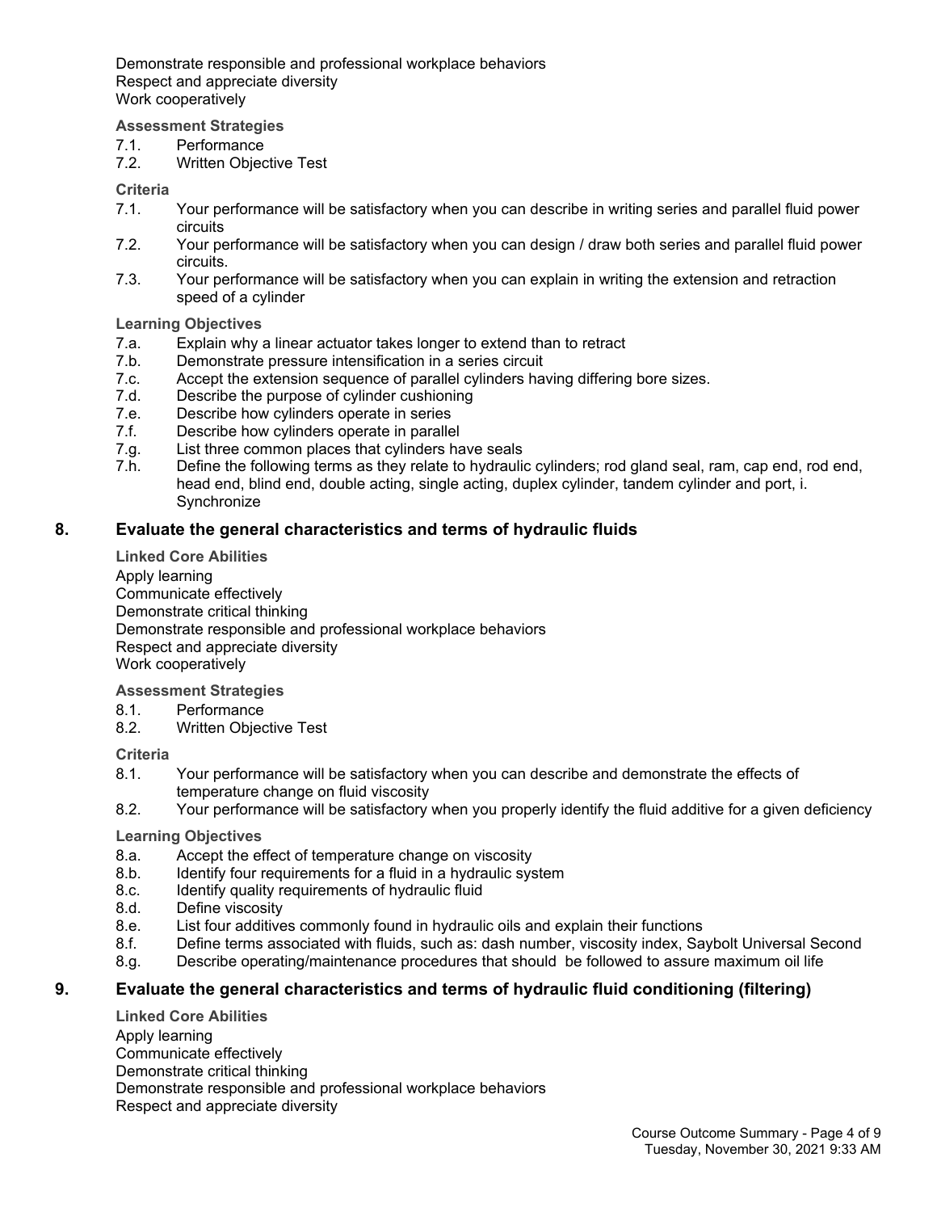Demonstrate responsible and professional workplace behaviors
Respect and appreciate diversity
Work cooperatively

**Assessment Strategies**

7.1. Performance
7.2. Written Objective Test

**Criteria**

7.1. Your performance will be satisfactory when you can describe in writing series and parallel fluid power circuits
7.2. Your performance will be satisfactory when you can design / draw both series and parallel fluid power circuits.
7.3. Your performance will be satisfactory when you can explain in writing the extension and retraction speed of a cylinder

**Learning Objectives**

7.a. Explain why a linear actuator takes longer to extend than to retract
7.b. Demonstrate pressure intensification in a series circuit
7.c. Accept the extension sequence of parallel cylinders having differing bore sizes.
7.d. Describe the purpose of cylinder cushioning
7.e. Describe how cylinders operate in series
7.f. Describe how cylinders operate in parallel
7.g. List three common places that cylinders have seals
7.h. Define the following terms as they relate to hydraulic cylinders; rod gland seal, ram, cap end, rod end, head end, blind end, double acting, single acting, duplex cylinder, tandem cylinder and port, i. Synchronize

## 8. Evaluate the general characteristics and terms of hydraulic fluids

**Linked Core Abilities**

Apply learning
Communicate effectively
Demonstrate critical thinking
Demonstrate responsible and professional workplace behaviors
Respect and appreciate diversity
Work cooperatively

**Assessment Strategies**

8.1. Performance
8.2. Written Objective Test

**Criteria**

8.1. Your performance will be satisfactory when you can describe and demonstrate the effects of temperature change on fluid viscosity
8.2. Your performance will be satisfactory when you properly identify the fluid additive for a given deficiency

**Learning Objectives**

8.a. Accept the effect of temperature change on viscosity
8.b. Identify four requirements for a fluid in a hydraulic system
8.c. Identify quality requirements of hydraulic fluid
8.d. Define viscosity
8.e. List four additives commonly found in hydraulic oils and explain their functions
8.f. Define terms associated with fluids, such as: dash number, viscosity index, Saybolt Universal Second
8.g. Describe operating/maintenance procedures that should be followed to assure maximum oil life

## 9. Evaluate the general characteristics and terms of hydraulic fluid conditioning (filtering)

**Linked Core Abilities**

Apply learning
Communicate effectively
Demonstrate critical thinking
Demonstrate responsible and professional workplace behaviors
Respect and appreciate diversity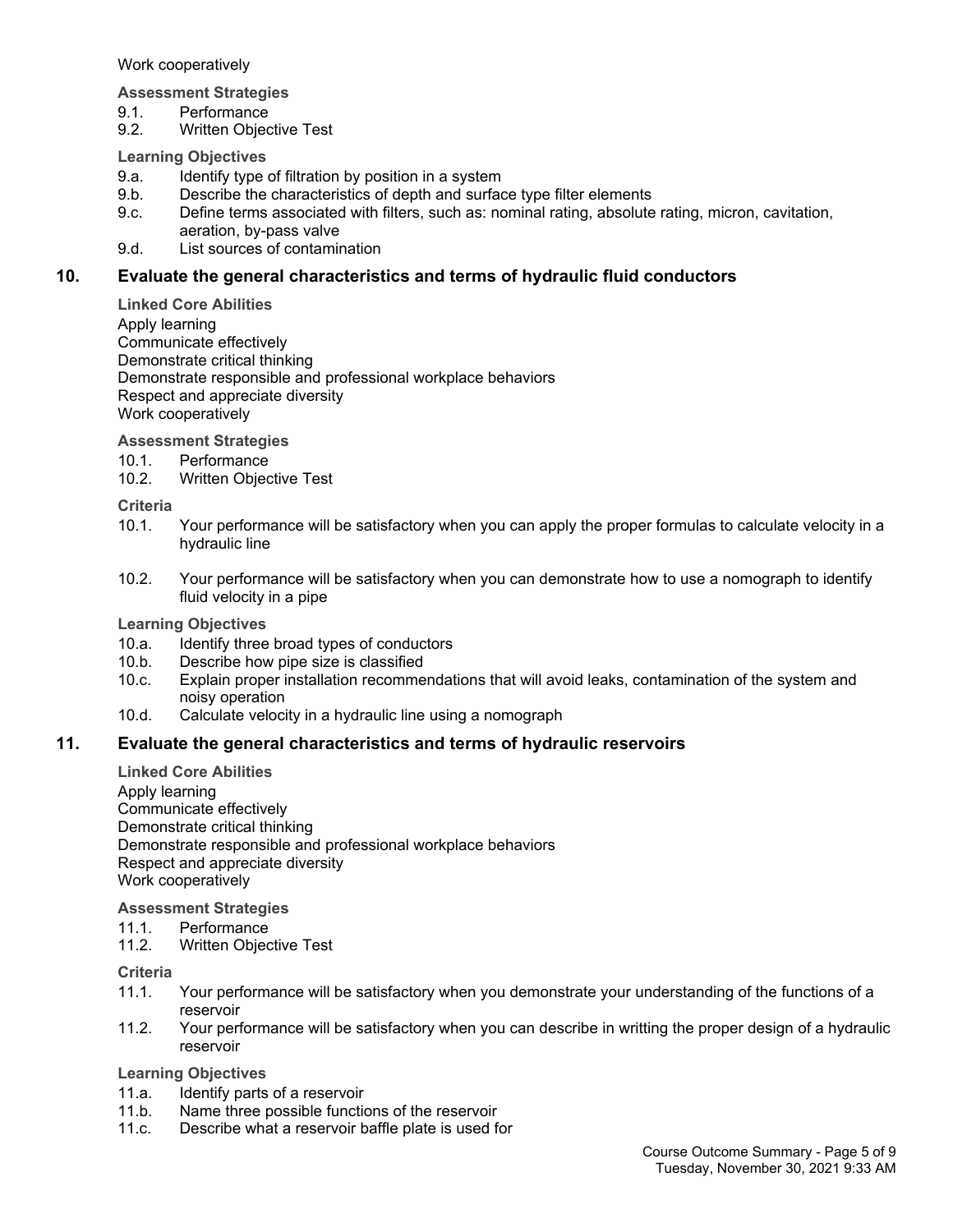Work cooperatively

**Assessment Strategies**

9.1. Performance
9.2. Written Objective Test

**Learning Objectives**

9.a. Identify type of filtration by position in a system
9.b. Describe the characteristics of depth and surface type filter elements
9.c. Define terms associated with filters, such as: nominal rating, absolute rating, micron, cavitation, aeration, by-pass valve
9.d. List sources of contamination

## 10. Evaluate the general characteristics and terms of hydraulic fluid conductors

**Linked Core Abilities**

Apply learning
Communicate effectively
Demonstrate critical thinking
Demonstrate responsible and professional workplace behaviors
Respect and appreciate diversity
Work cooperatively

**Assessment Strategies**

10.1. Performance
10.2. Written Objective Test

**Criteria**

10.1. Your performance will be satisfactory when you can apply the proper formulas to calculate velocity in a hydraulic line

10.2. Your performance will be satisfactory when you can demonstrate how to use a nomograph to identify fluid velocity in a pipe

**Learning Objectives**

10.a. Identify three broad types of conductors
10.b. Describe how pipe size is classified
10.c. Explain proper installation recommendations that will avoid leaks, contamination of the system and noisy operation
10.d. Calculate velocity in a hydraulic line using a nomograph

## 11. Evaluate the general characteristics and terms of hydraulic reservoirs

**Linked Core Abilities**

Apply learning
Communicate effectively
Demonstrate critical thinking
Demonstrate responsible and professional workplace behaviors
Respect and appreciate diversity
Work cooperatively

**Assessment Strategies**

11.1. Performance
11.2. Written Objective Test

**Criteria**

11.1. Your performance will be satisfactory when you demonstrate your understanding of the functions of a reservoir
11.2. Your performance will be satisfactory when you can describe in writting the proper design of a hydraulic reservoir

**Learning Objectives**

11.a. Identify parts of a reservoir
11.b. Name three possible functions of the reservoir
11.c. Describe what a reservoir baffle plate is used for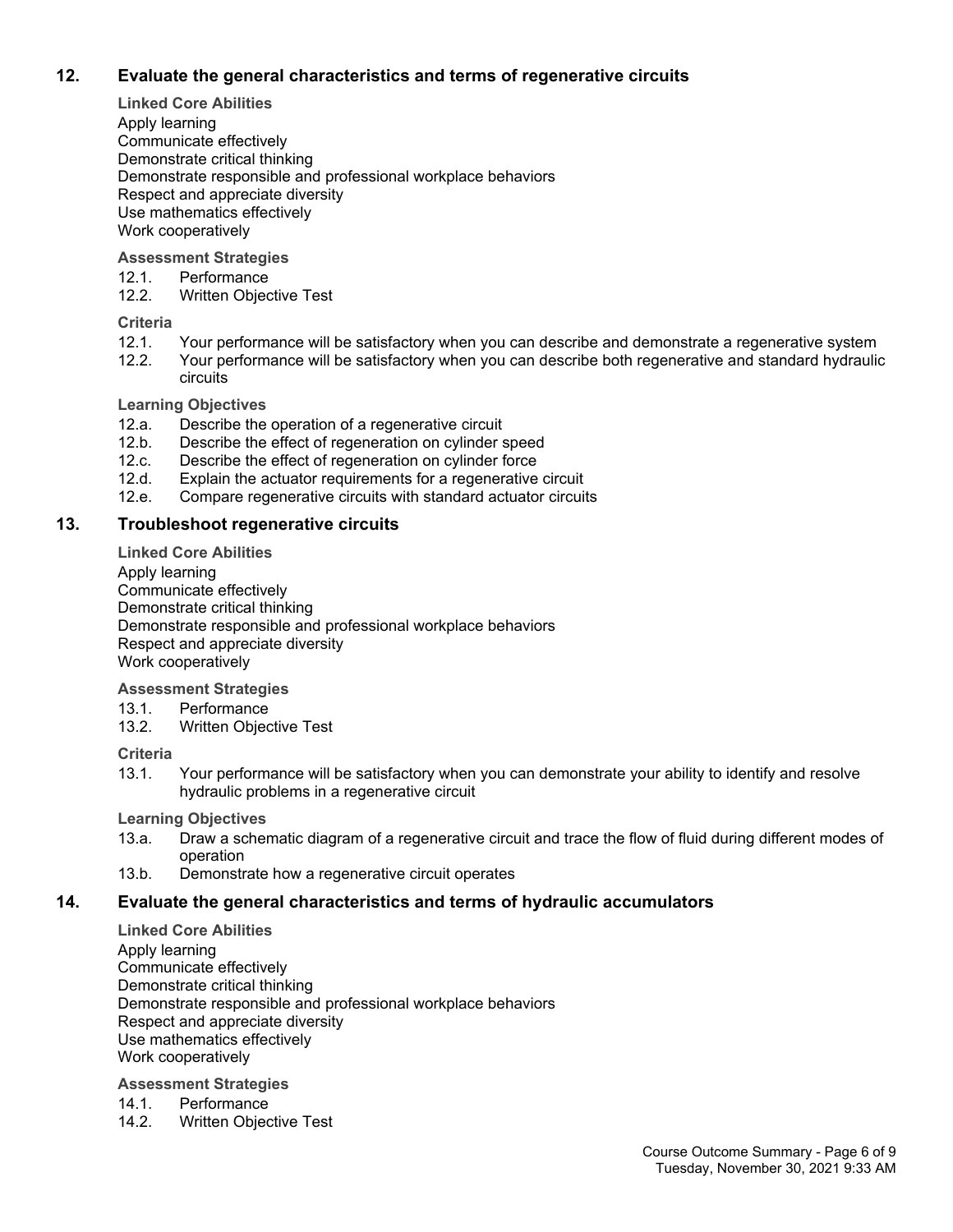## 12. Evaluate the general characteristics and terms of regenerative circuits

**Linked Core Abilities**

Apply learning
Communicate effectively
Demonstrate critical thinking
Demonstrate responsible and professional workplace behaviors
Respect and appreciate diversity
Use mathematics effectively
Work cooperatively

**Assessment Strategies**

12.1. Performance
12.2. Written Objective Test

**Criteria**

12.1. Your performance will be satisfactory when you can describe and demonstrate a regenerative system
12.2. Your performance will be satisfactory when you can describe both regenerative and standard hydraulic circuits

**Learning Objectives**

12.a. Describe the operation of a regenerative circuit
12.b. Describe the effect of regeneration on cylinder speed
12.c. Describe the effect of regeneration on cylinder force
12.d. Explain the actuator requirements for a regenerative circuit
12.e. Compare regenerative circuits with standard actuator circuits

## 13. Troubleshoot regenerative circuits

**Linked Core Abilities**

Apply learning
Communicate effectively
Demonstrate critical thinking
Demonstrate responsible and professional workplace behaviors
Respect and appreciate diversity
Work cooperatively

**Assessment Strategies**

13.1. Performance
13.2. Written Objective Test

**Criteria**

13.1. Your performance will be satisfactory when you can demonstrate your ability to identify and resolve hydraulic problems in a regenerative circuit

**Learning Objectives**

13.a. Draw a schematic diagram of a regenerative circuit and trace the flow of fluid during different modes of operation
13.b. Demonstrate how a regenerative circuit operates

## 14. Evaluate the general characteristics and terms of hydraulic accumulators

**Linked Core Abilities**

Apply learning
Communicate effectively
Demonstrate critical thinking
Demonstrate responsible and professional workplace behaviors
Respect and appreciate diversity
Use mathematics effectively
Work cooperatively

**Assessment Strategies**

14.1. Performance
14.2. Written Objective Test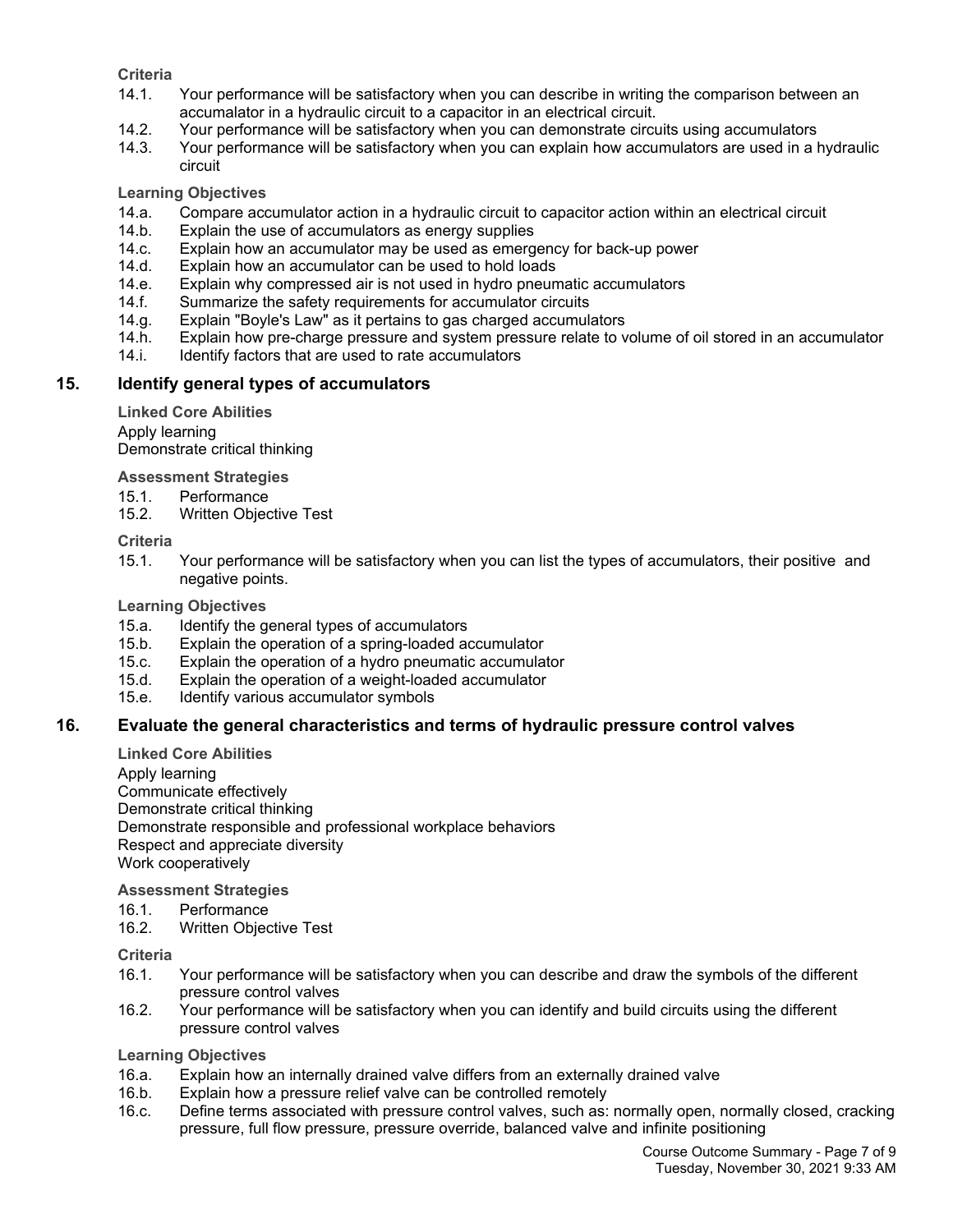**Criteria**

14.1. Your performance will be satisfactory when you can describe in writing the comparison between an accumalator in a hydraulic circuit to a capacitor in an electrical circuit.
14.2. Your performance will be satisfactory when you can demonstrate circuits using accumulators
14.3. Your performance will be satisfactory when you can explain how accumulators are used in a hydraulic circuit

**Learning Objectives**

14.a. Compare accumulator action in a hydraulic circuit to capacitor action within an electrical circuit
14.b. Explain the use of accumulators as energy supplies
14.c. Explain how an accumulator may be used as emergency for back-up power
14.d. Explain how an accumulator can be used to hold loads
14.e. Explain why compressed air is not used in hydro pneumatic accumulators
14.f. Summarize the safety requirements for accumulator circuits
14.g. Explain "Boyle's Law" as it pertains to gas charged accumulators
14.h. Explain how pre-charge pressure and system pressure relate to volume of oil stored in an accumulator
14.i. Identify factors that are used to rate accumulators

## 15. Identify general types of accumulators

**Linked Core Abilities**

Apply learning
Demonstrate critical thinking

**Assessment Strategies**

15.1. Performance
15.2. Written Objective Test

**Criteria**

15.1. Your performance will be satisfactory when you can list the types of accumulators, their positive and negative points.

**Learning Objectives**

15.a. Identify the general types of accumulators
15.b. Explain the operation of a spring-loaded accumulator
15.c. Explain the operation of a hydro pneumatic accumulator
15.d. Explain the operation of a weight-loaded accumulator
15.e. Identify various accumulator symbols

## 16. Evaluate the general characteristics and terms of hydraulic pressure control valves

**Linked Core Abilities**

Apply learning
Communicate effectively
Demonstrate critical thinking
Demonstrate responsible and professional workplace behaviors
Respect and appreciate diversity
Work cooperatively

**Assessment Strategies**

16.1. Performance
16.2. Written Objective Test

**Criteria**

16.1. Your performance will be satisfactory when you can describe and draw the symbols of the different pressure control valves
16.2. Your performance will be satisfactory when you can identify and build circuits using the different pressure control valves

**Learning Objectives**

16.a. Explain how an internally drained valve differs from an externally drained valve
16.b. Explain how a pressure relief valve can be controlled remotely
16.c. Define terms associated with pressure control valves, such as: normally open, normally closed, cracking pressure, full flow pressure, pressure override, balanced valve and infinite positioning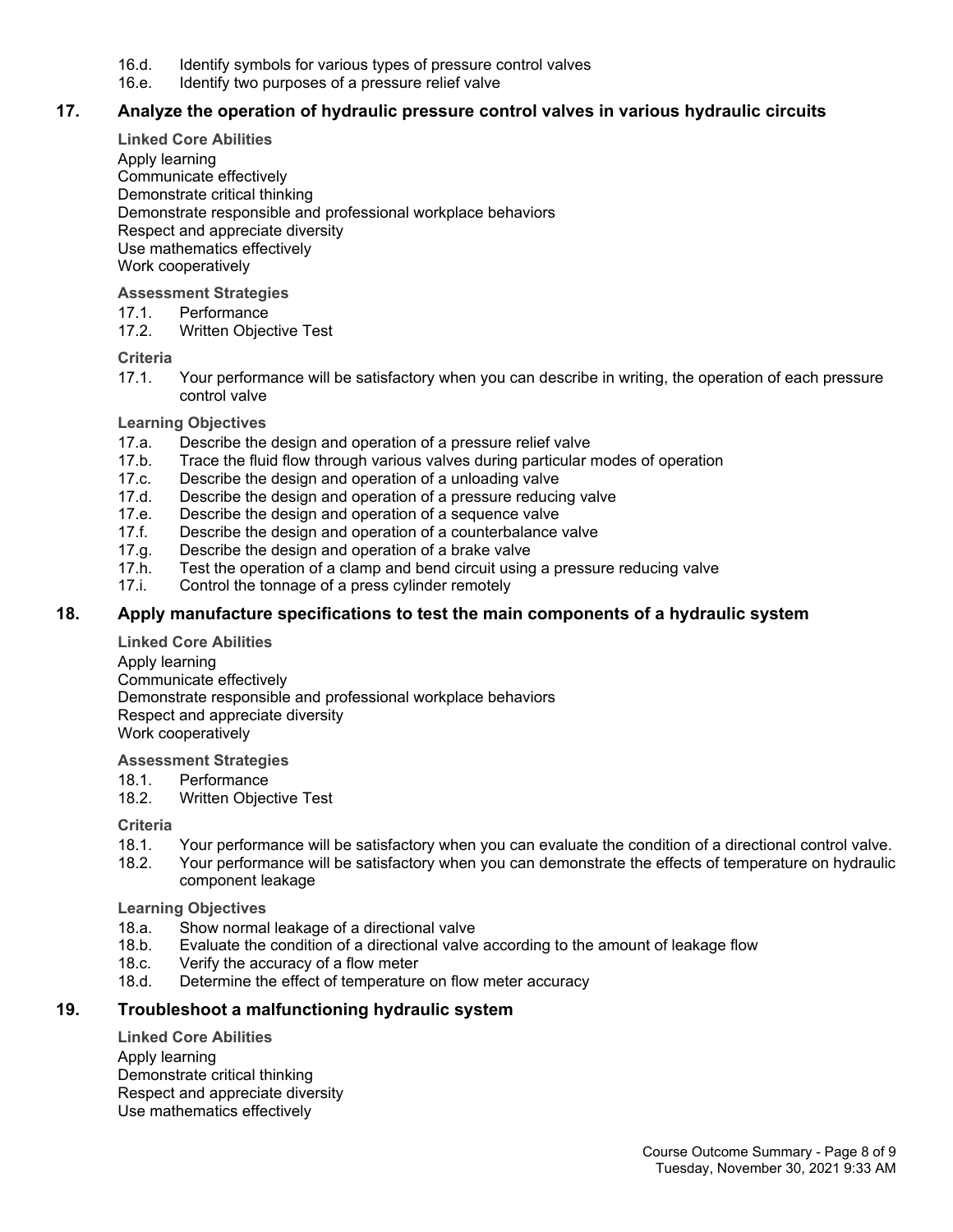16.d. Identify symbols for various types of pressure control valves
16.e. Identify two purposes of a pressure relief valve

## 17. Analyze the operation of hydraulic pressure control valves in various hydraulic circuits

**Linked Core Abilities**

Apply learning
Communicate effectively
Demonstrate critical thinking
Demonstrate responsible and professional workplace behaviors
Respect and appreciate diversity
Use mathematics effectively
Work cooperatively

**Assessment Strategies**

17.1. Performance
17.2. Written Objective Test

**Criteria**

17.1. Your performance will be satisfactory when you can describe in writing, the operation of each pressure control valve

**Learning Objectives**

17.a. Describe the design and operation of a pressure relief valve
17.b. Trace the fluid flow through various valves during particular modes of operation
17.c. Describe the design and operation of a unloading valve
17.d. Describe the design and operation of a pressure reducing valve
17.e. Describe the design and operation of a sequence valve
17.f. Describe the design and operation of a counterbalance valve
17.g. Describe the design and operation of a brake valve
17.h. Test the operation of a clamp and bend circuit using a pressure reducing valve
17.i. Control the tonnage of a press cylinder remotely

## 18. Apply manufacture specifications to test the main components of a hydraulic system

**Linked Core Abilities**

Apply learning
Communicate effectively
Demonstrate responsible and professional workplace behaviors
Respect and appreciate diversity
Work cooperatively

**Assessment Strategies**

18.1. Performance
18.2. Written Objective Test

**Criteria**

18.1. Your performance will be satisfactory when you can evaluate the condition of a directional control valve.
18.2. Your performance will be satisfactory when you can demonstrate the effects of temperature on hydraulic component leakage

**Learning Objectives**

18.a. Show normal leakage of a directional valve
18.b. Evaluate the condition of a directional valve according to the amount of leakage flow
18.c. Verify the accuracy of a flow meter
18.d. Determine the effect of temperature on flow meter accuracy

## 19. Troubleshoot a malfunctioning hydraulic system

**Linked Core Abilities**

Apply learning
Demonstrate critical thinking
Respect and appreciate diversity
Use mathematics effectively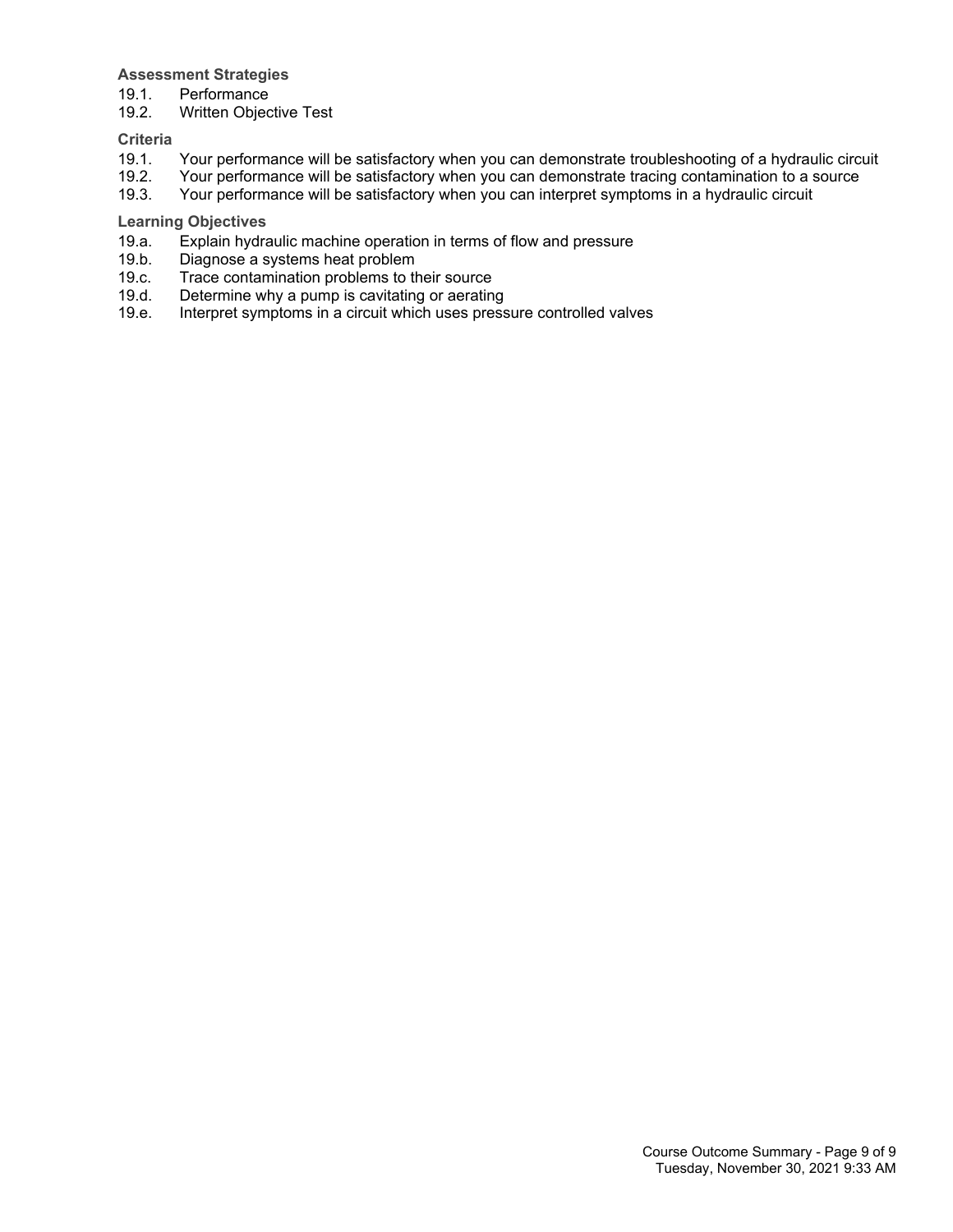#### Assessment Strategies

19.1. Performance
19.2. Written Objective Test

#### Criteria

19.1. Your performance will be satisfactory when you can demonstrate troubleshooting of a hydraulic circuit
19.2. Your performance will be satisfactory when you can demonstrate tracing contamination to a source
19.3. Your performance will be satisfactory when you can interpret symptoms in a hydraulic circuit

#### Learning Objectives

19.a. Explain hydraulic machine operation in terms of flow and pressure
19.b. Diagnose a systems heat problem
19.c. Trace contamination problems to their source
19.d. Determine why a pump is cavitating or aerating
19.e. Interpret symptoms in a circuit which uses pressure controlled valves